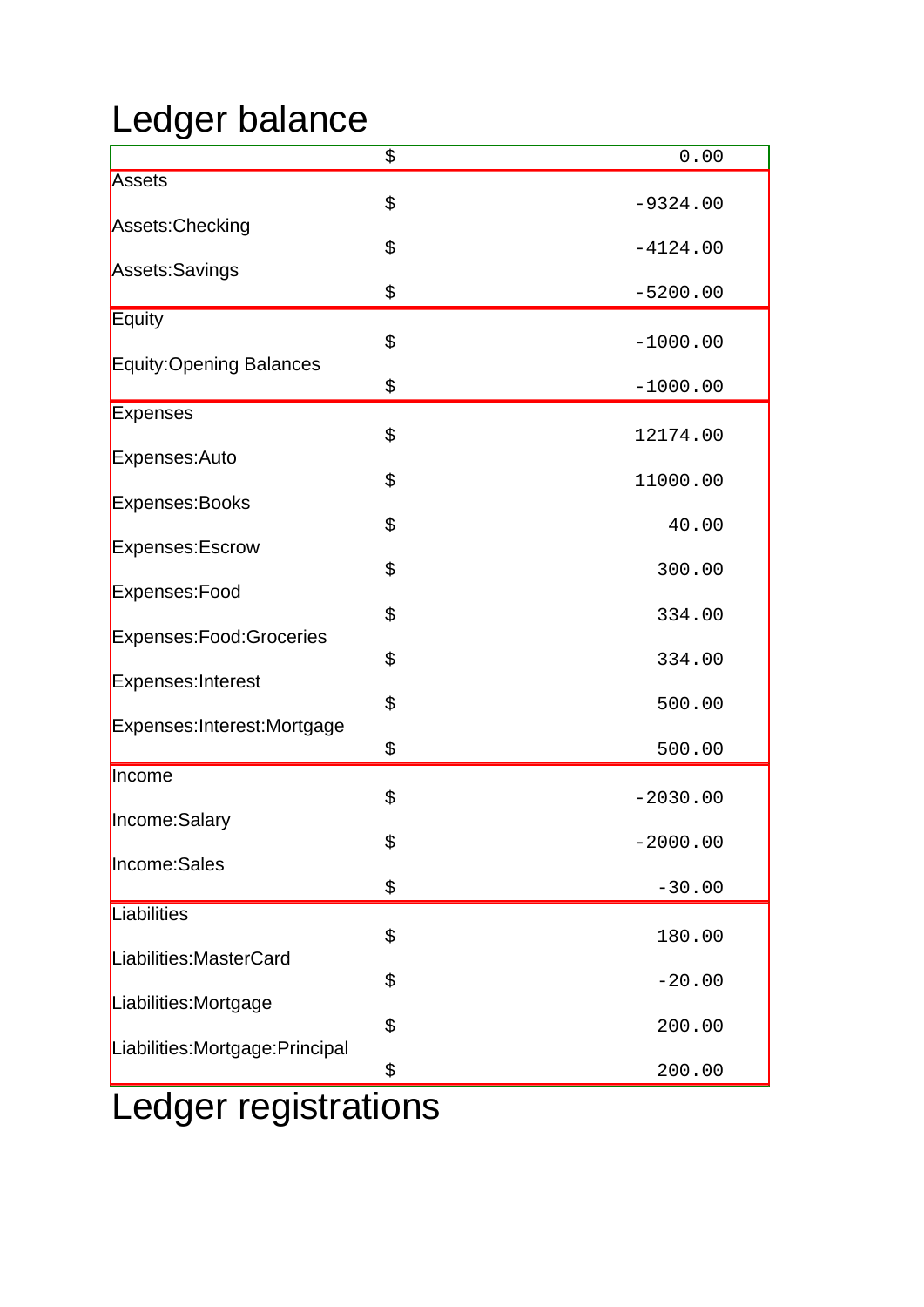# Ledger balance

| Account | | Amount |
|---|---|---|
| | $ | 0.00 |
| Assets | $ | -9324.00 |
| Assets:Checking | $ | -4124.00 |
| Assets:Savings | $ | -5200.00 |
| Equity | $ | -1000.00 |
| Equity:Opening Balances | $ | -1000.00 |
| Expenses | $ | 12174.00 |
| Expenses:Auto | $ | 11000.00 |
| Expenses:Books | $ | 40.00 |
| Expenses:Escrow | $ | 300.00 |
| Expenses:Food | $ | 334.00 |
| Expenses:Food:Groceries | $ | 334.00 |
| Expenses:Interest | $ | 500.00 |
| Expenses:Interest:Mortgage | $ | 500.00 |
| Income | $ | -2030.00 |
| Income:Salary | $ | -2000.00 |
| Income:Sales | $ | -30.00 |
| Liabilities | $ | 180.00 |
| Liabilities:MasterCard | $ | -20.00 |
| Liabilities:Mortgage | $ | 200.00 |
| Liabilities:Mortgage:Principal | $ | 200.00 |

# Ledger registrations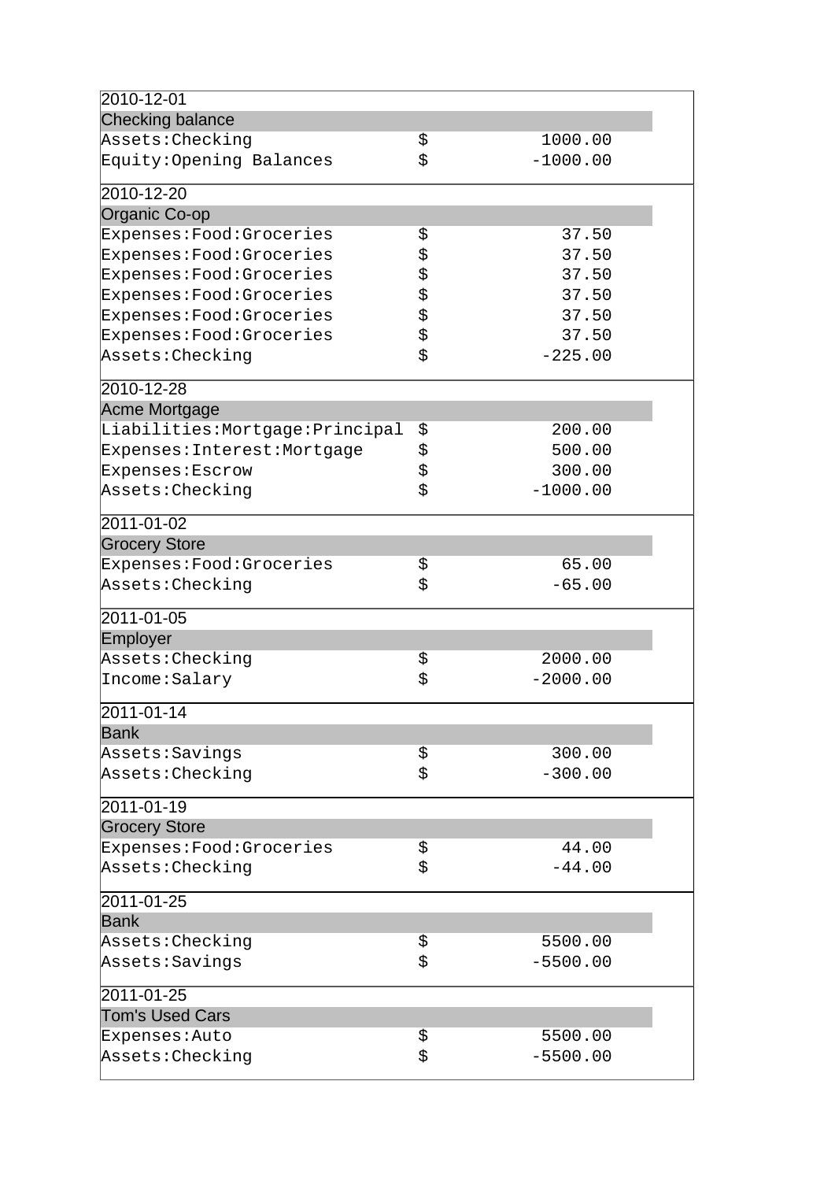| | | |
|---|---|---|
| 2010-12-01 | | |
| Checking balance | | |
| Assets:Checking | $ | 1000.00 |
| Equity:Opening Balances | $ | -1000.00 |
| 2010-12-20 | | |
| Organic Co-op | | |
| Expenses:Food:Groceries | $ | 37.50 |
| Expenses:Food:Groceries | $ | 37.50 |
| Expenses:Food:Groceries | $ | 37.50 |
| Expenses:Food:Groceries | $ | 37.50 |
| Expenses:Food:Groceries | $ | 37.50 |
| Expenses:Food:Groceries | $ | 37.50 |
| Assets:Checking | $ | -225.00 |
| 2010-12-28 | | |
| Acme Mortgage | | |
| Liabilities:Mortgage:Principal | $ | 200.00 |
| Expenses:Interest:Mortgage | $ | 500.00 |
| Expenses:Escrow | $ | 300.00 |
| Assets:Checking | $ | -1000.00 |
| 2011-01-02 | | |
| Grocery Store | | |
| Expenses:Food:Groceries | $ | 65.00 |
| Assets:Checking | $ | -65.00 |
| 2011-01-05 | | |
| Employer | | |
| Assets:Checking | $ | 2000.00 |
| Income:Salary | $ | -2000.00 |
| 2011-01-14 | | |
| Bank | | |
| Assets:Savings | $ | 300.00 |
| Assets:Checking | $ | -300.00 |
| 2011-01-19 | | |
| Grocery Store | | |
| Expenses:Food:Groceries | $ | 44.00 |
| Assets:Checking | $ | -44.00 |
| 2011-01-25 | | |
| Bank | | |
| Assets:Checking | $ | 5500.00 |
| Assets:Savings | $ | -5500.00 |
| 2011-01-25 | | |
| Tom's Used Cars | | |
| Expenses:Auto | $ | 5500.00 |
| Assets:Checking | $ | -5500.00 |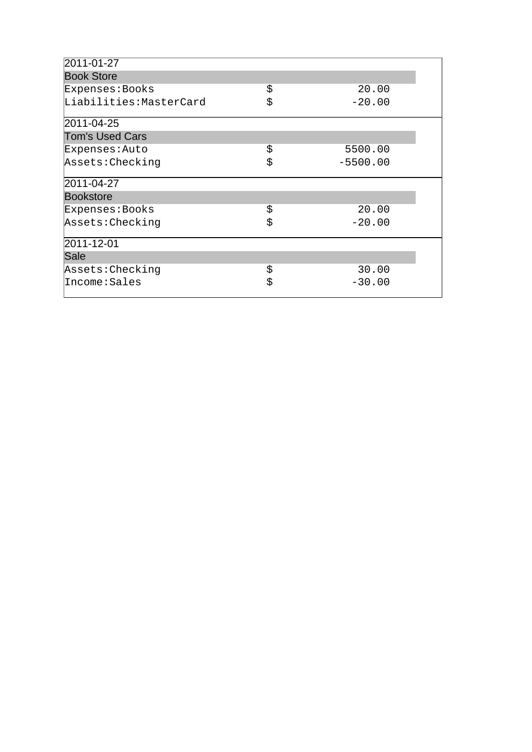| | | |
|---|---|---|
| 2011-01-27 | | |
| Book Store | | |
| Expenses:Books | $ | 20.00 |
| Liabilities:MasterCard | $ | -20.00 |
| 2011-04-25 | | |
| Tom's Used Cars | | |
| Expenses:Auto | $ | 5500.00 |
| Assets:Checking | $ | -5500.00 |
| 2011-04-27 | | |
| Bookstore | | |
| Expenses:Books | $ | 20.00 |
| Assets:Checking | $ | -20.00 |
| 2011-12-01 | | |
| Sale | | |
| Assets:Checking | $ | 30.00 |
| Income:Sales | $ | -30.00 |